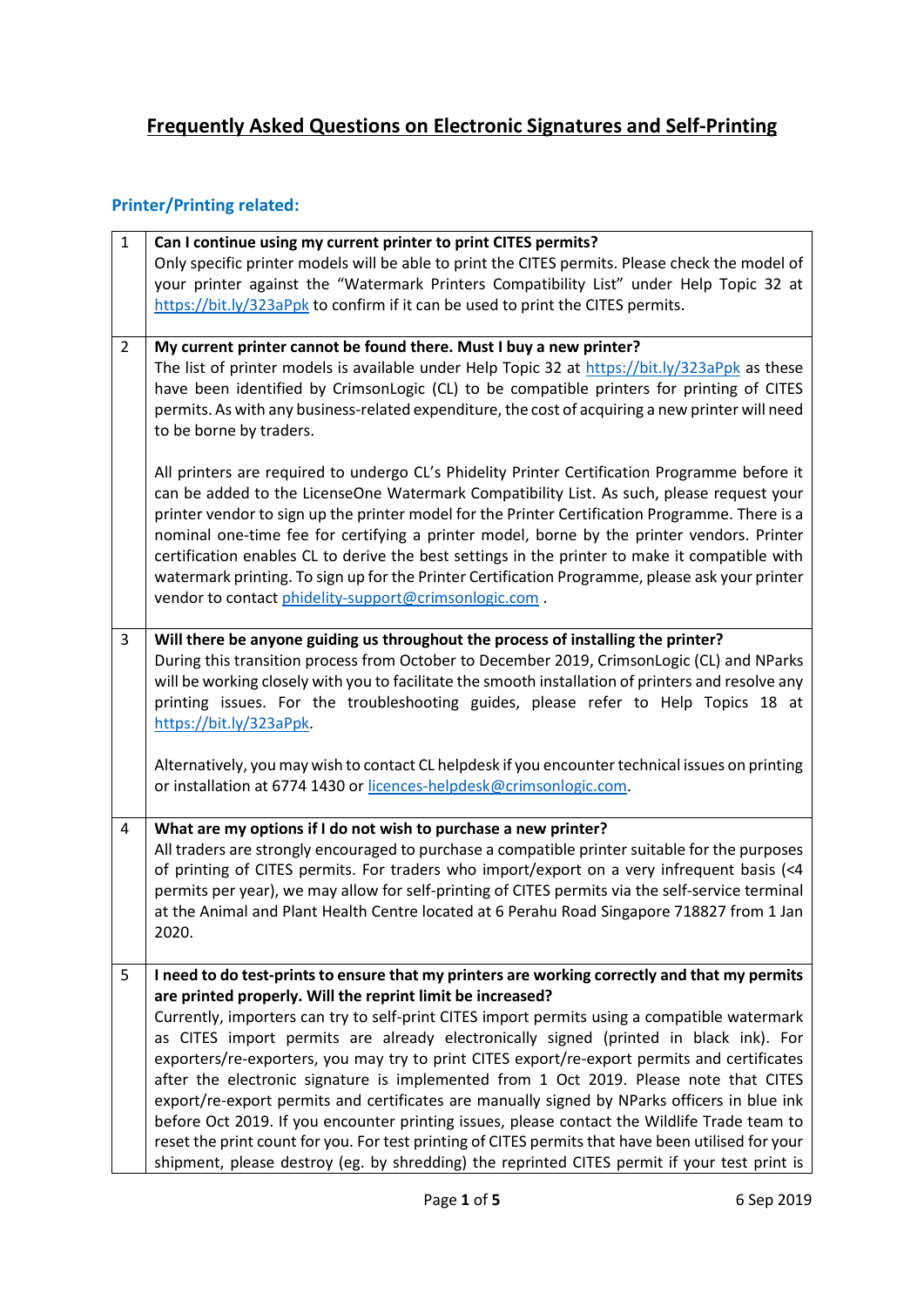# Frequently Asked Questions on Electronic Signatures and Self-Printing

## Printer/Printing related:

| | |
|---|---|
| 1 | **Can I continue using my current printer to print CITES permits?**<br>Only specific printer models will be able to print the CITES permits. Please check the model of your printer against the "Watermark Printers Compatibility List" under Help Topic 32 at https://bit.ly/323aPpk to confirm if it can be used to print the CITES permits. |
| 2 | **My current printer cannot be found there. Must I buy a new printer?**<br>The list of printer models is available under Help Topic 32 at https://bit.ly/323aPpk as these have been identified by CrimsonLogic (CL) to be compatible printers for printing of CITES permits. As with any business-related expenditure, the cost of acquiring a new printer will need to be borne by traders.<br><br>All printers are required to undergo CL's Phidelity Printer Certification Programme before it can be added to the LicenseOne Watermark Compatibility List. As such, please request your printer vendor to sign up the printer model for the Printer Certification Programme. There is a nominal one-time fee for certifying a printer model, borne by the printer vendors. Printer certification enables CL to derive the best settings in the printer to make it compatible with watermark printing. To sign up for the Printer Certification Programme, please ask your printer vendor to contact phidelity-support@crimsonlogic.com . |
| 3 | **Will there be anyone guiding us throughout the process of installing the printer?**<br>During this transition process from October to December 2019, CrimsonLogic (CL) and NParks will be working closely with you to facilitate the smooth installation of printers and resolve any printing issues. For the troubleshooting guides, please refer to Help Topics 18 at https://bit.ly/323aPpk.<br><br>Alternatively, you may wish to contact CL helpdesk if you encounter technical issues on printing or installation at 6774 1430 or licences-helpdesk@crimsonlogic.com. |
| 4 | **What are my options if I do not wish to purchase a new printer?**<br>All traders are strongly encouraged to purchase a compatible printer suitable for the purposes of printing of CITES permits. For traders who import/export on a very infrequent basis (<4 permits per year), we may allow for self-printing of CITES permits via the self-service terminal at the Animal and Plant Health Centre located at 6 Perahu Road Singapore 718827 from 1 Jan 2020. |
| 5 | **I need to do test-prints to ensure that my printers are working correctly and that my permits are printed properly. Will the reprint limit be increased?**<br>Currently, importers can try to self-print CITES import permits using a compatible watermark as CITES import permits are already electronically signed (printed in black ink). For exporters/re-exporters, you may try to print CITES export/re-export permits and certificates after the electronic signature is implemented from 1 Oct 2019. Please note that CITES export/re-export permits and certificates are manually signed by NParks officers in blue ink before Oct 2019. If you encounter printing issues, please contact the Wildlife Trade team to reset the print count for you. For test printing of CITES permits that have been utilised for your shipment, please destroy (eg. by shredding) the reprinted CITES permit if your test print is |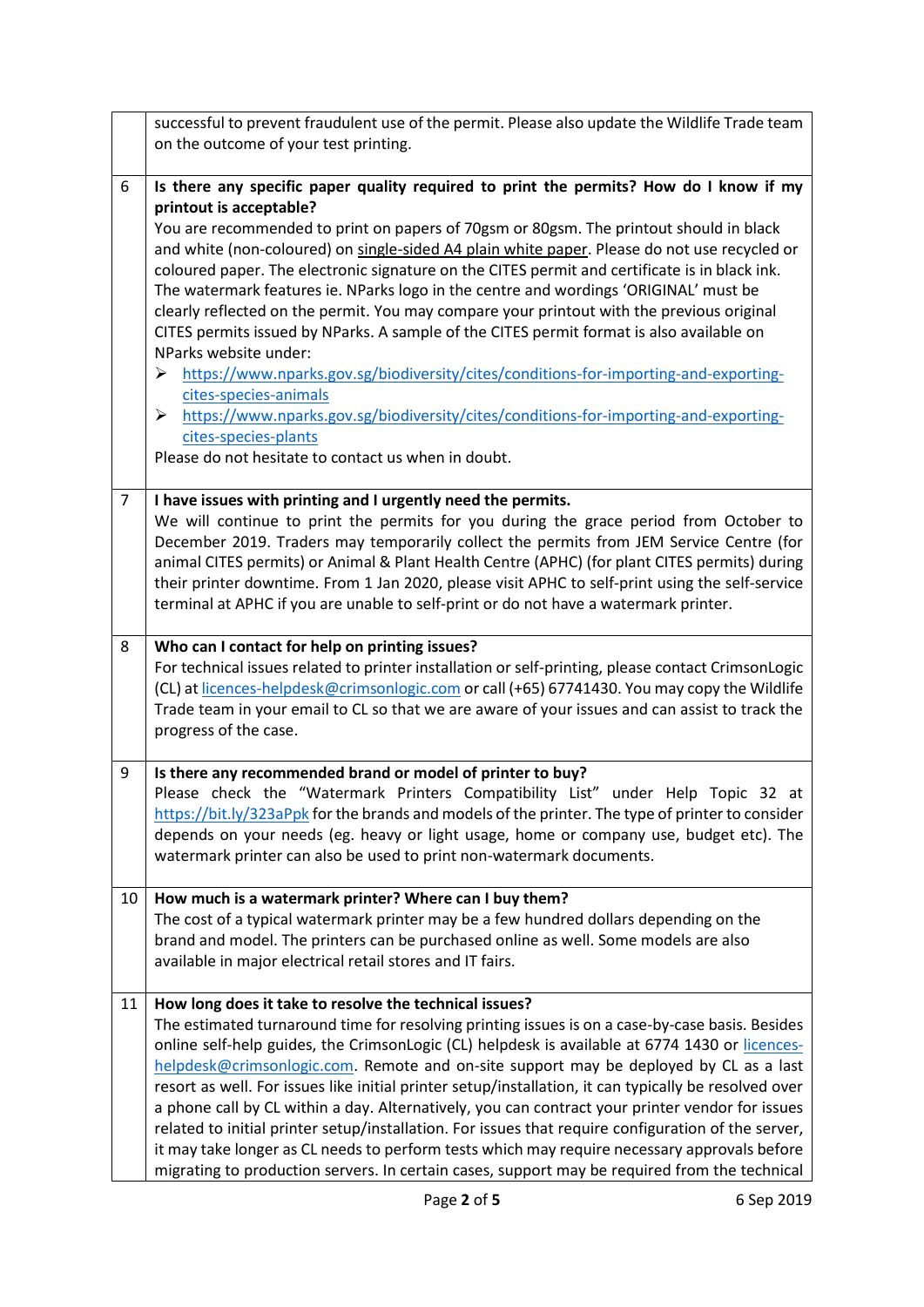| | |
|---|---|
| | successful to prevent fraudulent use of the permit. Please also update the Wildlife Trade team on the outcome of your test printing. |
| 6 | **Is there any specific paper quality required to print the permits? How do I know if my printout is acceptable?**<br>You are recommended to print on papers of 70gsm or 80gsm. The printout should be in black and white (non-coloured) on single-sided A4 plain white paper. Please do not use recycled or coloured paper. The electronic signature on the CITES permit and certificate is in black ink. The watermark features ie. NParks logo in the centre and wordings 'ORIGINAL' must be clearly reflected on the permit. You may compare your printout with the previous original CITES permits issued by NParks. A sample of the CITES permit format is also available on NParks website under:<br>➢ https://www.nparks.gov.sg/biodiversity/cites/conditions-for-importing-and-exporting-cites-species-animals<br>➢ https://www.nparks.gov.sg/biodiversity/cites/conditions-for-importing-and-exporting-cites-species-plants<br>Please do not hesitate to contact us when in doubt. |
| 7 | **I have issues with printing and I urgently need the permits.**<br>We will continue to print the permits for you during the grace period from October to December 2019. Traders may temporarily collect the permits from JEM Service Centre (for animal CITES permits) or Animal & Plant Health Centre (APHC) (for plant CITES permits) during their printer downtime. From 1 Jan 2020, please visit APHC to self-print using the self-service terminal at APHC if you are unable to self-print or do not have a watermark printer. |
| 8 | **Who can I contact for help on printing issues?**<br>For technical issues related to printer installation or self-printing, please contact CrimsonLogic (CL) at licences-helpdesk@crimsonlogic.com or call (+65) 67741430. You may copy the Wildlife Trade team in your email to CL so that we are aware of your issues and can assist to track the progress of the case. |
| 9 | **Is there any recommended brand or model of printer to buy?**<br>Please check the "Watermark Printers Compatibility List" under Help Topic 32 at https://bit.ly/323aPpk for the brands and models of the printer. The type of printer to consider depends on your needs (eg. heavy or light usage, home or company use, budget etc). The watermark printer can also be used to print non-watermark documents. |
| 10 | **How much is a watermark printer? Where can I buy them?**<br>The cost of a typical watermark printer may be a few hundred dollars depending on the brand and model. The printers can be purchased online as well. Some models are also available in major electrical retail stores and IT fairs. |
| 11 | **How long does it take to resolve the technical issues?**<br>The estimated turnaround time for resolving printing issues is on a case-by-case basis. Besides online self-help guides, the CrimsonLogic (CL) helpdesk is available at 6774 1430 or licences-helpdesk@crimsonlogic.com. Remote and on-site support may be deployed by CL as a last resort as well. For issues like initial printer setup/installation, it can typically be resolved over a phone call by CL within a day. Alternatively, you can contract your printer vendor for issues related to initial printer setup/installation. For issues that require configuration of the server, it may take longer as CL needs to perform tests which may require necessary approvals before migrating to production servers. In certain cases, support may be required from the technical |

6 Sep 2019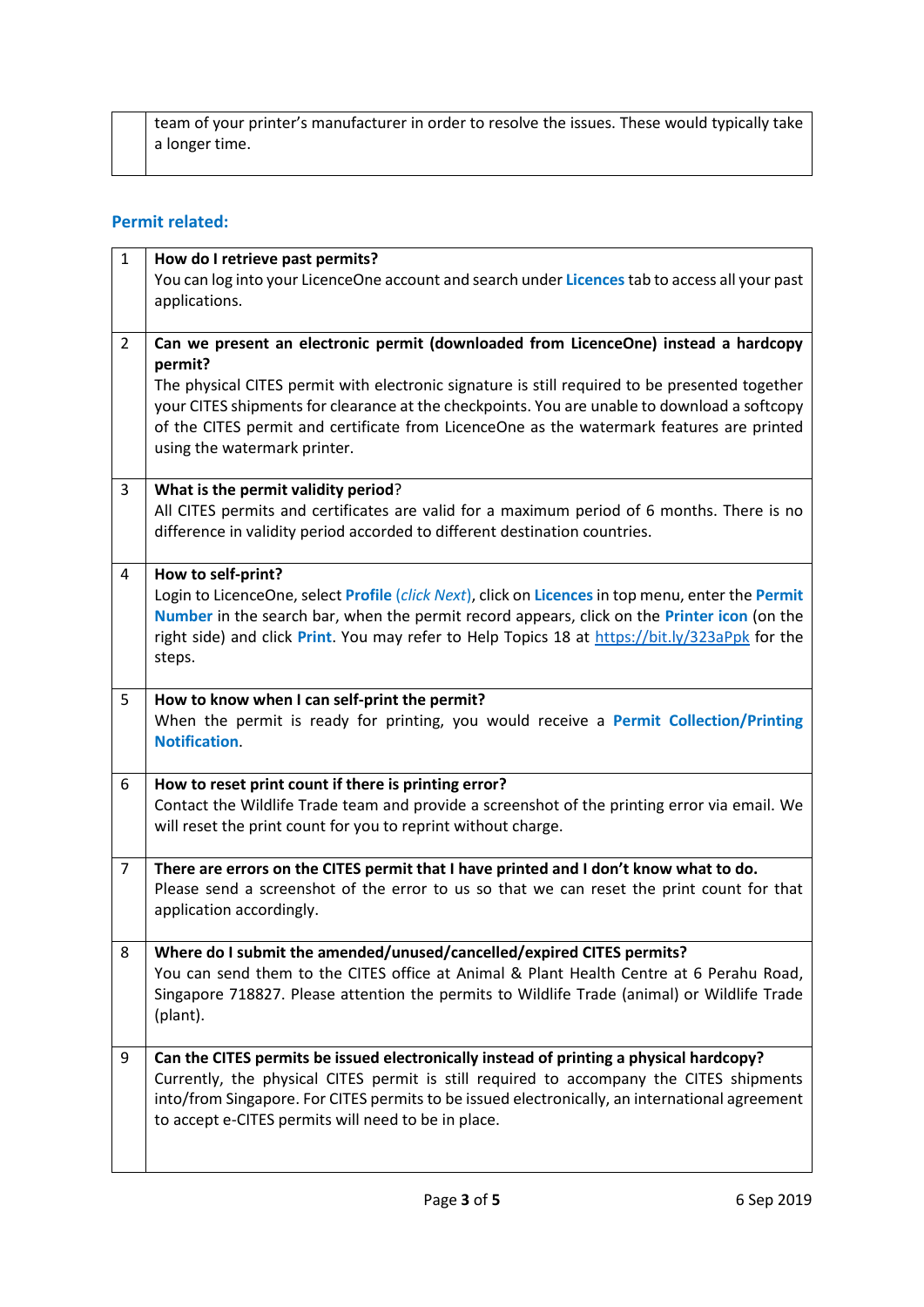| | team of your printer's manufacturer in order to resolve the issues. These would typically take a longer time. |
|---|---|

### Permit related:

| | |
|---|---|
| 1 | **How do I retrieve past permits?** You can log into your LicenceOne account and search under **Licences** tab to access all your past applications. |
| 2 | **Can we present an electronic permit (downloaded from LicenceOne) instead a hardcopy permit?** The physical CITES permit with electronic signature is still required to be presented together your CITES shipments for clearance at the checkpoints. You are unable to download a softcopy of the CITES permit and certificate from LicenceOne as the watermark features are printed using the watermark printer. |
| 3 | **What is the permit validity period**? All CITES permits and certificates are valid for a maximum period of 6 months. There is no difference in validity period accorded to different destination countries. |
| 4 | **How to self-print?** Login to LicenceOne, select **Profile** (*click Next*), click on **Licences** in top menu, enter the **Permit Number** in the search bar, when the permit record appears, click on the **Printer icon** (on the right side) and click **Print**. You may refer to Help Topics 18 at https://bit.ly/323aPpk for the steps. |
| 5 | **How to know when I can self-print the permit?** When the permit is ready for printing, you would receive a **Permit Collection/Printing Notification**. |
| 6 | **How to reset print count if there is printing error?** Contact the Wildlife Trade team and provide a screenshot of the printing error via email. We will reset the print count for you to reprint without charge. |
| 7 | **There are errors on the CITES permit that I have printed and I don't know what to do.** Please send a screenshot of the error to us so that we can reset the print count for that application accordingly. |
| 8 | **Where do I submit the amended/unused/cancelled/expired CITES permits?** You can send them to the CITES office at Animal & Plant Health Centre at 6 Perahu Road, Singapore 718827. Please attention the permits to Wildlife Trade (animal) or Wildlife Trade (plant). |
| 9 | **Can the CITES permits be issued electronically instead of printing a physical hardcopy?** Currently, the physical CITES permit is still required to accompany the CITES shipments into/from Singapore. For CITES permits to be issued electronically, an international agreement to accept e-CITES permits will need to be in place. |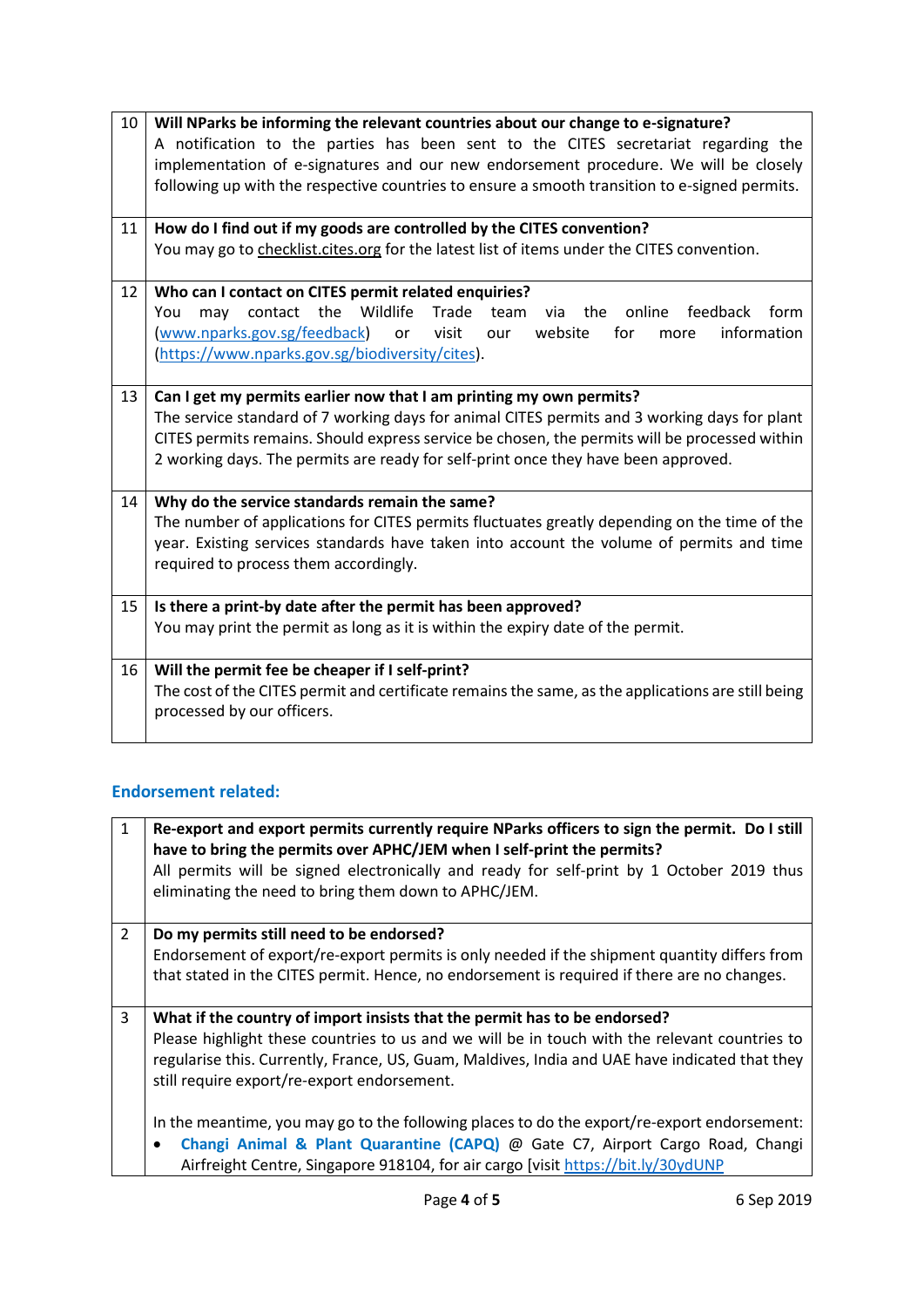| | |
|---|---|
| 10 | **Will NParks be informing the relevant countries about our change to e-signature?** A notification to the parties has been sent to the CITES secretariat regarding the implementation of e-signatures and our new endorsement procedure. We will be closely following up with the respective countries to ensure a smooth transition to e-signed permits. |
| 11 | **How do I find out if my goods are controlled by the CITES convention?** You may go to checklist.cites.org for the latest list of items under the CITES convention. |
| 12 | **Who can I contact on CITES permit related enquiries?** You may contact the Wildlife Trade team via the online feedback form (www.nparks.gov.sg/feedback) or visit our website for more information (https://www.nparks.gov.sg/biodiversity/cites). |
| 13 | **Can I get my permits earlier now that I am printing my own permits?** The service standard of 7 working days for animal CITES permits and 3 working days for plant CITES permits remains. Should express service be chosen, the permits will be processed within 2 working days. The permits are ready for self-print once they have been approved. |
| 14 | **Why do the service standards remain the same?** The number of applications for CITES permits fluctuates greatly depending on the time of the year. Existing services standards have taken into account the volume of permits and time required to process them accordingly. |
| 15 | **Is there a print-by date after the permit has been approved?** You may print the permit as long as it is within the expiry date of the permit. |
| 16 | **Will the permit fee be cheaper if I self-print?** The cost of the CITES permit and certificate remains the same, as the applications are still being processed by our officers. |

## Endorsement related:

| | |
|---|---|
| 1 | **Re-export and export permits currently require NParks officers to sign the permit. Do I still have to bring the permits over APHC/JEM when I self-print the permits?** All permits will be signed electronically and ready for self-print by 1 October 2019 thus eliminating the need to bring them down to APHC/JEM. |
| 2 | **Do my permits still need to be endorsed?** Endorsement of export/re-export permits is only needed if the shipment quantity differs from that stated in the CITES permit. Hence, no endorsement is required if there are no changes. |
| 3 | **What if the country of import insists that the permit has to be endorsed?** Please highlight these countries to us and we will be in touch with the relevant countries to regularise this. Currently, France, US, Guam, Maldives, India and UAE have indicated that they still require export/re-export endorsement.<br><br>In the meantime, you may go to the following places to do the export/re-export endorsement:<br>• **Changi Animal & Plant Quarantine (CAPQ)** @ Gate C7, Airport Cargo Road, Changi Airfreight Centre, Singapore 918104, for air cargo [visit https://bit.ly/30ydUNP |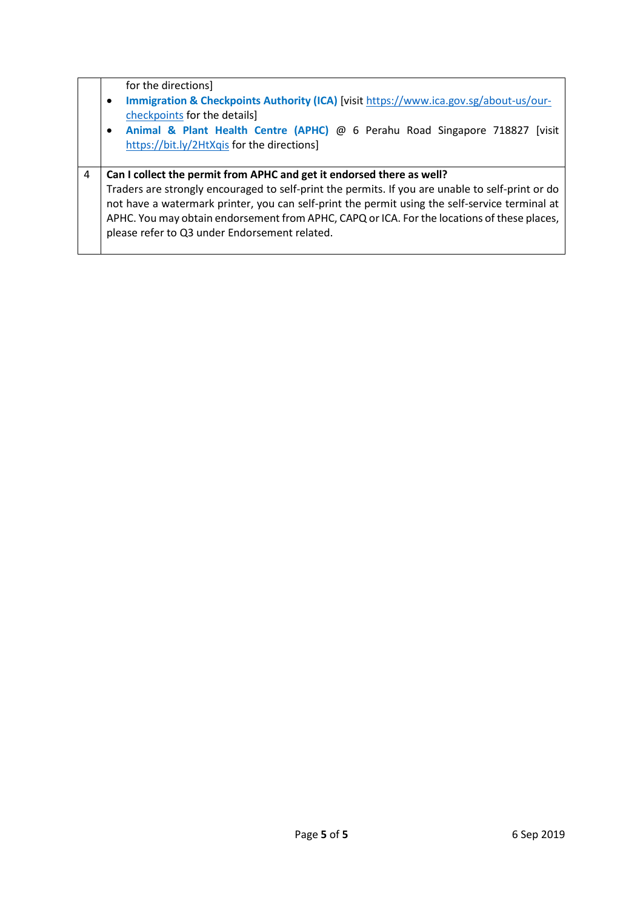| | |
|---|---|
| | for the directions]<br>• **Immigration & Checkpoints Authority (ICA)** [visit https://www.ica.gov.sg/about-us/our-checkpoints for the details]<br>• **Animal & Plant Health Centre (APHC)** @ 6 Perahu Road Singapore 718827 [visit https://bit.ly/2HtXqis for the directions] |
| 4 | **Can I collect the permit from APHC and get it endorsed there as well?**<br>Traders are strongly encouraged to self-print the permits. If you are unable to self-print or do not have a watermark printer, you can self-print the permit using the self-service terminal at APHC. You may obtain endorsement from APHC, CAPQ or ICA. For the locations of these places, please refer to Q3 under Endorsement related. |

6 Sep 2019